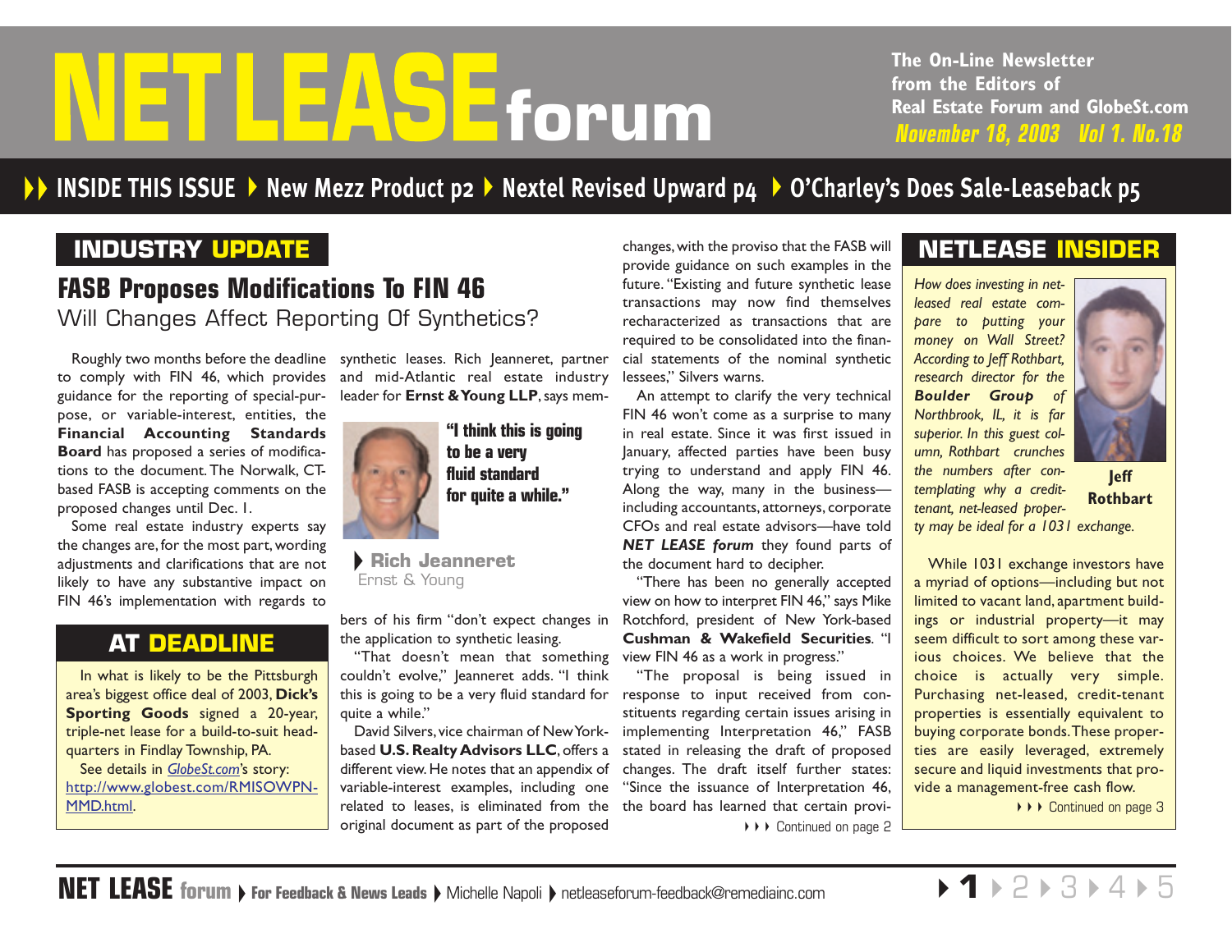# NET LEASE forum

The On-Line Newsletter from the Editors of Real Estate Forum and GlobeSt.com

*November 18, 2003 Vol 1. No.18*

**INSIDE THIS ISSUE** ▸ New Mezz Product p2 ▸ Nextel Revised Upward p4 ▸ O'Charley's Does Sale-Leaseback p5

## INDUSTRY UPDATE

### FASB Proposes Modifications To FIN 46

Will Changes Affect Reporting Of Synthetics?

Roughly two months before the deadline to comply with FIN 46, which provides guidance for the reporting of special-purpose, or variable-interest, entities, the **Financial Accounting Standards Board** has proposed a series of modifications to the document. The Norwalk, CT-based FASB is accepting comments on the proposed changes until Dec. 1.

Some real estate industry experts say the changes are, for the most part, wording adjustments and clarifications that are not likely to have any substantive impact on FIN 46's implementation with regards to synthetic leases. Rich Jeanneret, partner and mid-Atlantic real estate industry leader for **Ernst & Young LLP**, says members of his firm "don't expect changes in the application to synthetic leasing.

> **"I think this is going to be a very fluid standard for quite a while."**
>
> **Rich Jeanneret**
> Ernst & Young

"That doesn't mean that something couldn't evolve," Jeanneret adds. "I think this is going to be a very fluid standard for quite a while."

David Silvers, vice chairman of New York-based **U.S. Realty Advisors LLC**, offers a different view. He notes that an appendix of variable-interest examples, including one related to leases, is eliminated from the original document as part of the proposed changes, with the proviso that the FASB will provide guidance on such examples in the future. "Existing and future synthetic lease transactions may now find themselves recharacterized as transactions that are required to be consolidated into the financial statements of the nominal synthetic lessees," Silvers warns.

An attempt to clarify the very technical FIN 46 won't come as a surprise to many in real estate. Since it was first issued in January, affected parties have been busy trying to understand and apply FIN 46. Along the way, many in the business—including accountants, attorneys, corporate CFOs and real estate advisors—have told ***NET LEASE forum*** they found parts of the document hard to decipher.

"There has been no generally accepted view on how to interpret FIN 46," says Mike Rotchford, president of New York-based **Cushman & Wakefield Securities**. "I view FIN 46 as a work in progress."

"The proposal is being issued in response to input received from constituents regarding certain issues arising in implementing Interpretation 46," FASB stated in releasing the draft of proposed changes. The draft itself further states: "Since the issuance of Interpretation 46, the board has learned that certain provi-

▸▸▸ Continued on page 2

## AT DEADLINE

In what is likely to be the Pittsburgh area's biggest office deal of 2003, **Dick's Sporting Goods** signed a 20-year, triple-net lease for a build-to-suit headquarters in Findlay Township, PA.

See details in *GlobeSt.com*'s story: http://www.globest.com/RMISOWPN-MMD.html.

## NETLEASE INSIDER

*How does investing in net-leased real estate compare to putting your money on Wall Street? According to Jeff Rothbart, research director for the* ***Boulder Group*** *of Northbrook, IL, it is far superior. In this guest column, Rothbart crunches the numbers after contemplating why a credit-tenant, net-leased property may be ideal for a 1031 exchange.*

**Jeff Rothbart**

While 1031 exchange investors have a myriad of options—including but not limited to vacant land, apartment buildings or industrial property—it may seem difficult to sort among these various choices. We believe that the choice is actually very simple. Purchasing net-leased, credit-tenant properties is essentially equivalent to buying corporate bonds. These properties are easily leveraged, extremely secure and liquid investments that provide a management-free cash flow.

▸▸▸ Continued on page 3

**NET LEASE forum** ▸ For Feedback & News Leads ▸ Michelle Napoli ▸ netleaseforum-feedback@remediainc.com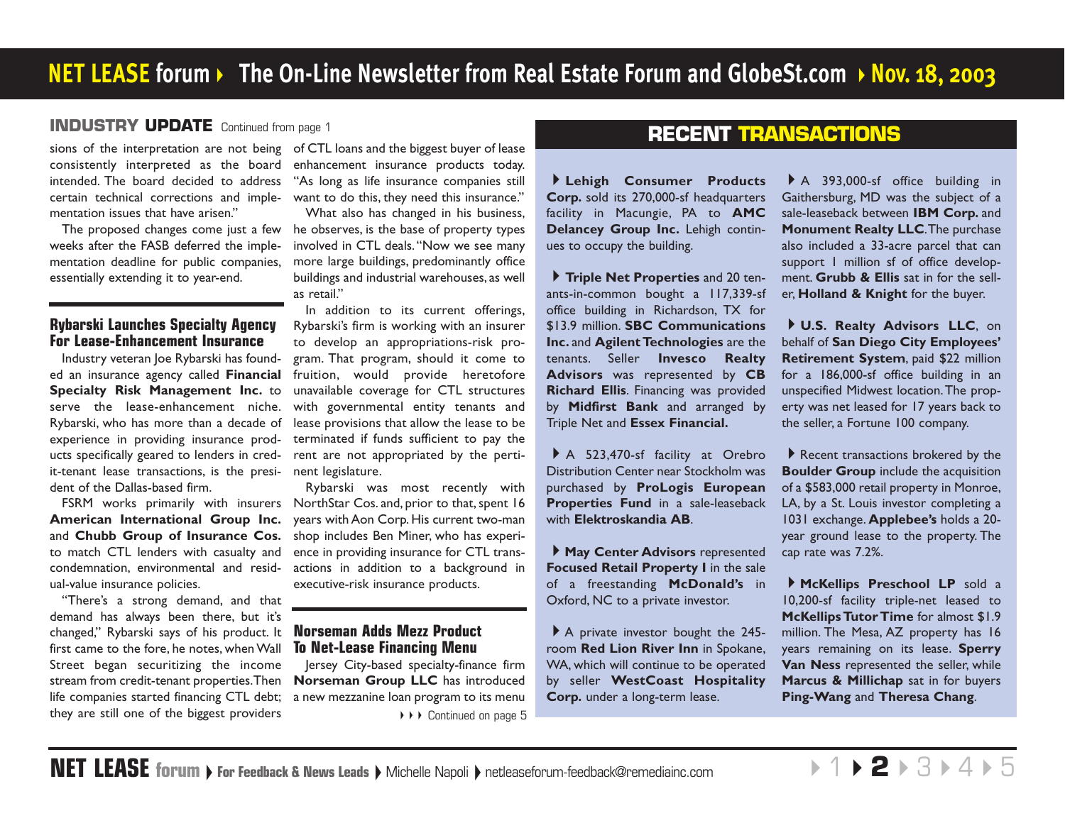## INDUSTRY UPDATE Continued from page 1

sions of the interpretation are not being consistently interpreted as the board intended. The board decided to address certain technical corrections and implementation issues that have arisen."

The proposed changes come just a few weeks after the FASB deferred the implementation deadline for public companies, essentially extending it to year-end.

### Rybarski Launches Specialty Agency For Lease-Enhancement Insurance

Industry veteran Joe Rybarski has founded an insurance agency called **Financial Specialty Risk Management Inc.** to serve the lease-enhancement niche. Rybarski, who has more than a decade of experience in providing insurance products specifically geared to lenders in credit-tenant lease transactions, is the president of the Dallas-based firm.

FSRM works primarily with insurers **American International Group Inc.** and **Chubb Group of Insurance Cos.** to match CTL lenders with casualty and condemnation, environmental and residual-value insurance policies.

"There's a strong demand, and that demand has always been there, but it's changed," Rybarski says of his product. It first came to the fore, he notes, when Wall Street began securitizing the income stream from credit-tenant properties. Then life companies started financing CTL debt; they are still one of the biggest providers of CTL loans and the biggest buyer of lease enhancement insurance products today. "As long as life insurance companies still want to do this, they need this insurance."

What also has changed in his business, he observes, is the base of property types involved in CTL deals. "Now we see many more large buildings, predominantly office buildings and industrial warehouses, as well as retail."

In addition to its current offerings, Rybarski's firm is working with an insurer to develop an appropriations-risk program. That program, should it come to fruition, would provide heretofore unavailable coverage for CTL structures with governmental entity tenants and lease provisions that allow the lease to be terminated if funds sufficient to pay the rent are not appropriated by the pertinent legislature.

Rybarski was most recently with NorthStar Cos. and, prior to that, spent 16 years with Aon Corp. His current two-man shop includes Ben Miner, who has experience in providing insurance for CTL transactions in addition to a background in executive-risk insurance products.

### Norseman Adds Mezz Product To Net-Lease Financing Menu

Jersey City-based specialty-finance firm **Norseman Group LLC** has introduced a new mezzanine loan program to its menu

Continued on page 5

## RECENT TRANSACTIONS

**Lehigh Consumer Products Corp.** sold its 270,000-sf headquarters facility in Macungie, PA to **AMC Delancey Group Inc.** Lehigh continues to occupy the building.

**Triple Net Properties** and 20 tenants-in-common bought a 117,339-sf office building in Richardson, TX for $13.9 million. **SBC Communications Inc.** and **Agilent Technologies** are the tenants. Seller **Invesco Realty Advisors** was represented by **CB Richard Ellis**. Financing was provided by **Midfirst Bank** and arranged by Triple Net and **Essex Financial.**

A 523,470-sf facility at Orebro Distribution Center near Stockholm was purchased by **ProLogis European Properties Fund** in a sale-leaseback with **Elektroskandia AB**.

**May Center Advisors** represented **Focused Retail Property I** in the sale of a freestanding **McDonald's** in Oxford, NC to a private investor.

A private investor bought the 245-room **Red Lion River Inn** in Spokane, WA, which will continue to be operated by seller **WestCoast Hospitality Corp.** under a long-term lease.

A 393,000-sf office building in Gaithersburg, MD was the subject of a sale-leaseback between **IBM Corp.** and **Monument Realty LLC**. The purchase also included a 33-acre parcel that can support 1 million sf of office development. **Grubb & Ellis** sat in for the seller, **Holland & Knight** for the buyer.

**U.S. Realty Advisors LLC**, on behalf of **San Diego City Employees' Retirement System**, paid $22 million for a 186,000-sf office building in an unspecified Midwest location. The property was net leased for 17 years back to the seller, a Fortune 100 company.

Recent transactions brokered by the **Boulder Group** include the acquisition of a $583,000 retail property in Monroe, LA, by a St. Louis investor completing a 1031 exchange. **Applebee's** holds a 20-year ground lease to the property. The cap rate was 7.2%.

**McKellips Preschool LP** sold a 10,200-sf facility triple-net leased to **McKellips Tutor Time** for almost $1.9 million. The Mesa, AZ property has 16 years remaining on its lease. **Sperry Van Ness** represented the seller, while **Marcus & Millichap** sat in for buyers **Ping-Wang** and **Theresa Chang**.

NET LEASE forum ▸ For Feedback & News Leads ▸ Michelle Napoli ▸ netleaseforum-feedback@remediainc.com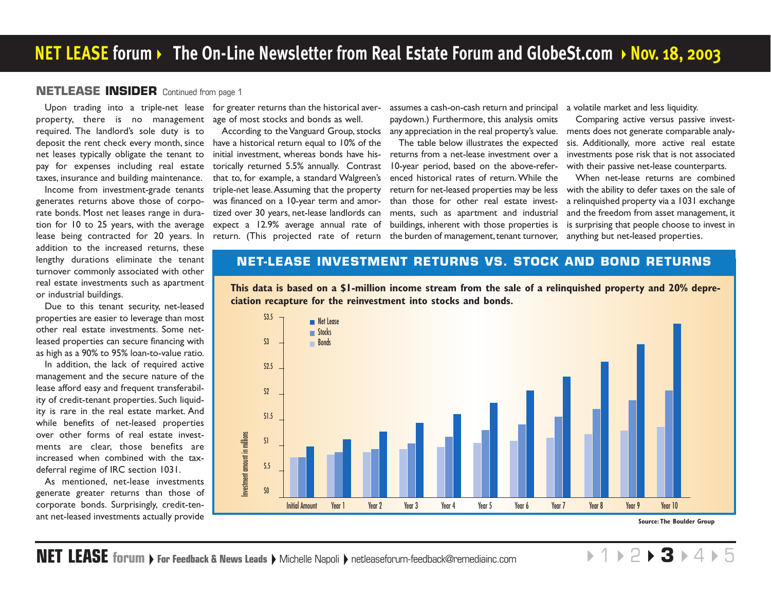## NETLEASE INSIDER Continued from page 1

Upon trading into a triple-net lease property, there is no management required. The landlord's sole duty is to deposit the rent check every month, since net leases typically obligate the tenant to pay for expenses including real estate taxes, insurance and building maintenance.

Income from investment-grade tenants generates returns above those of corporate bonds. Most net leases range in duration for 10 to 25 years, with the average lease being contracted for 20 years. In addition to the increased returns, these lengthy durations eliminate the tenant turnover commonly associated with other real estate investments such as apartment or industrial buildings.

Due to this tenant security, net-leased properties are easier to leverage than most other real estate investments. Some net-leased properties can secure financing with as high as a 90% to 95% loan-to-value ratio.

In addition, the lack of required active management and the secure nature of the lease afford easy and frequent transferability of credit-tenant properties. Such liquidity is rare in the real estate market. And while benefits of net-leased properties over other forms of real estate investments are clear, those benefits are increased when combined with the tax-deferral regime of IRC section 1031.

As mentioned, net-lease investments generate greater returns than those of corporate bonds. Surprisingly, credit-tenant net-leased investments actually provide for greater returns than the historical average of most stocks and bonds as well.

According to the Vanguard Group, stocks have a historical return equal to 10% of the initial investment, whereas bonds have historically returned 5.5% annually. Contrast that to, for example, a standard Walgreen's triple-net lease. Assuming that the property was financed on a 10-year term and amortized over 30 years, net-lease landlords can expect a 12.9% average annual rate of return. (This projected rate of return assumes a cash-on-cash return and principal paydown.) Furthermore, this analysis omits any appreciation in the real property's value.

The table below illustrates the expected returns from a net-lease investment over a 10-year period, based on the above-referenced historical rates of return. While the return for net-leased properties may be less than those for other real estate investments, such as apartment and industrial buildings, inherent with those properties is the burden of management, tenant turnover, a volatile market and less liquidity.

Comparing active versus passive investments does not generate comparable analysis. Additionally, more active real estate investments pose risk that is not associated with their passive net-lease counterparts.

When net-lease returns are combined with the ability to defer taxes on the sale of a relinquished property via a 1031 exchange and the freedom from asset management, it is surprising that people choose to invest in anything but net-leased properties.

### NET-LEASE INVESTMENT RETURNS VS. STOCK AND BOND RETURNS

**This data is based on a $1-million income stream from the sale of a relinquished property and 20% depreciation recapture for the reinvestment into stocks and bonds.**

Source: The Boulder Group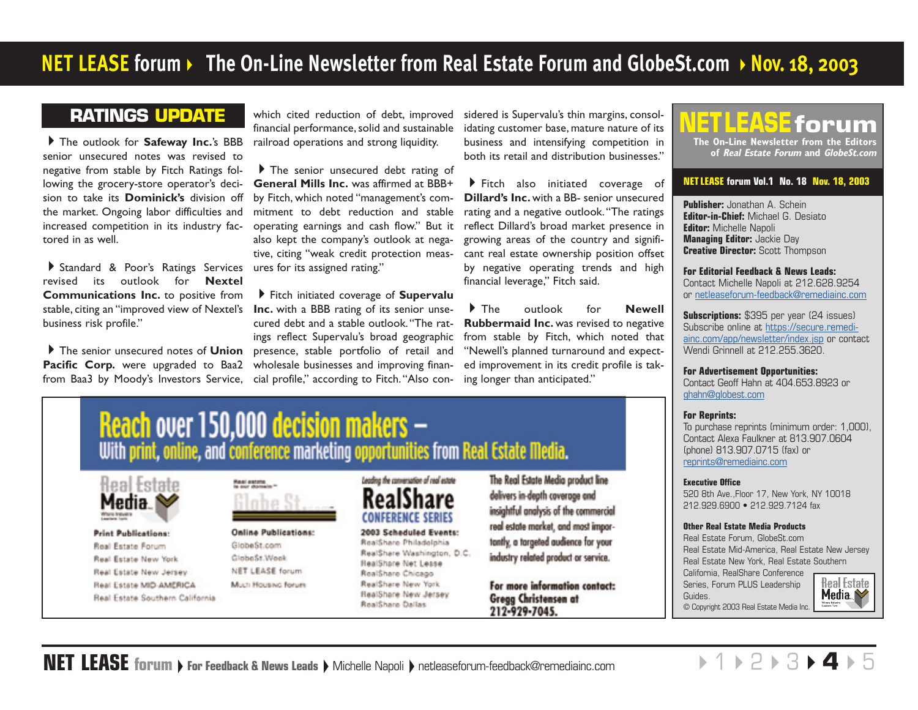## RATINGS UPDATE

▸ The outlook for **Safeway Inc.**'s BBB senior unsecured notes was revised to negative from stable by Fitch Ratings following the grocery-store operator's decision to take its **Dominick's** division off the market. Ongoing labor difficulties and increased competition in its industry factored in as well.

▸ Standard & Poor's Ratings Services revised its outlook for **Nextel Communications Inc.** to positive from stable, citing an "improved view of Nextel's business risk profile."

▸ The senior unsecured notes of **Union Pacific Corp.** were upgraded to Baa2 from Baa3 by Moody's Investors Service, which cited reduction of debt, improved financial performance, solid and sustainable railroad operations and strong liquidity.

▸ The senior unsecured debt rating of **General Mills Inc.** was affirmed at BBB+ by Fitch, which noted "management's commitment to debt reduction and stable operating earnings and cash flow." But it also kept the company's outlook at negative, citing "weak credit protection measures for its assigned rating."

▸ Fitch initiated coverage of **Supervalu Inc.** with a BBB rating of its senior unsecured debt and a stable outlook. "The ratings reflect Supervalu's broad geographic presence, stable portfolio of retail and wholesale businesses and improving financial profile," according to Fitch. "Also considered is Supervalu's thin margins, consolidating customer base, mature nature of its business and intensifying competition in both its retail and distribution businesses."

▸ Fitch also initiated coverage of **Dillard's Inc.** with a BB- senior unsecured rating and a negative outlook. "The ratings reflect Dillard's broad market presence in growing areas of the country and significant real estate ownership position offset by negative operating trends and high financial leverage," Fitch said.

▸ The outlook for **Newell Rubbermaid Inc.** was revised to negative from stable by Fitch, which noted that "Newell's planned turnaround and expected improvement in its credit profile is taking longer than anticipated."

---

**Reach over 150,000 decision makers –**
**With print, online, and conference marketing opportunities from Real Estate Media.**

**Real Estate Media**

**Print Publications:**
- Real Estate Forum
- Real Estate New York
- Real Estate New Jersey
- Real Estate MID-AMERICA
- Real Estate Southern California

**GlobeSt.com**

**Online Publications:**
- GlobeSt.com
- GlobeSt.Week
- NET LEASE forum
- Multi Housing forum

*Leading the conversation of real estate*
**RealShare CONFERENCE SERIES**

**2003 Scheduled Events:**
- RealShare Philadelphia
- RealShare Washington, D.C.
- RealShare Net Lease
- RealShare Chicago
- RealShare New York
- RealShare New Jersey
- RealShare Dallas

The Real Estate Media product line delivers in-depth coverage and insightful analysis of the commercial real estate market, and most importantly, a targeted audience for your industry related product or service.

**For more information contact: Gregg Christensen at 212-929-7045.**

---

# NET LEASE forum

**The On-Line Newsletter from the Editors of *Real Estate Forum* and *GlobeSt.com***

**NET LEASE forum Vol.1 No. 18 Nov. 18, 2003**

**Publisher:** Jonathan A. Schein
**Editor-in-Chief:** Michael G. Desiato
**Editor:** Michelle Napoli
**Managing Editor:** Jackie Day
**Creative Director:** Scott Thompson

**For Editorial Feedback & News Leads:**
Contact Michelle Napoli at 212.628.9254 or netleaseforum-feedback@remediainc.com

**Subscriptions:** $395 per year (24 issues)
Subscribe online at https://secure.remediainc.com/app/newsletter/index.jsp or contact Wendi Grinnell at 212.255.3620.

**For Advertisement Opportunities:**
Contact Geoff Hahn at 404.653.8923 or ghahn@globest.com

**For Reprints:**
To purchase reprints (minimum order: 1,000), Contact Alexa Faulkner at 813.907.0604 (phone) 813.907.0715 (fax) or reprints@remediainc.com

**Executive Office**
520 8th Ave., Floor 17, New York, NY 10018
212.929.6900 • 212.929.7124 fax

**Other Real Estate Media Products**
Real Estate Forum, GlobeSt.com
Real Estate Mid-America, Real Estate New Jersey
Real Estate New York, Real Estate Southern California, RealShare Conference Series, Forum PLUS Leadership Guides.
© Copyright 2003 Real Estate Media Inc.

**NET LEASE forum ▸ For Feedback & News Leads ▸** Michelle Napoli ▸ netleaseforum-feedback@remediainc.com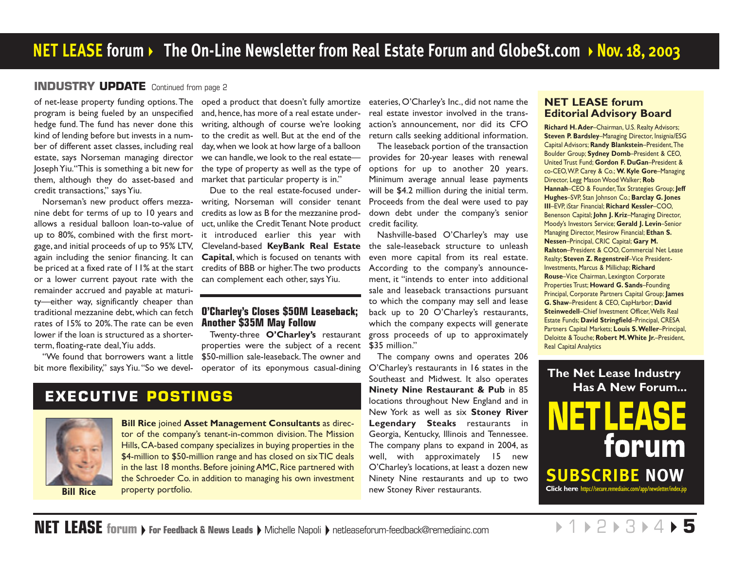## INDUSTRY UPDATE Continued from page 2

of net-lease property funding options. The program is being fueled by an unspecified hedge fund. The fund has never done this kind of lending before but invests in a number of different asset classes, including real estate, says Norseman managing director Joseph Yiu. "This is something a bit new for them, although they do asset-based and credit transactions," says Yiu.

Norseman's new product offers mezzanine debt for terms of up to 10 years and allows a residual balloon loan-to-value of up to 80%, combined with the first mortgage, and initial proceeds of up to 95% LTV, again including the senior financing. It can be priced at a fixed rate of 11% at the start or a lower current payout rate with the remainder accrued and payable at maturity—either way, significantly cheaper than traditional mezzanine debt, which can fetch rates of 15% to 20%. The rate can be even lower if the loan is structured as a shorter-term, floating-rate deal, Yiu adds.

"We found that borrowers want a little bit more flexibility," says Yiu. "So we developed a product that doesn't fully amortize and, hence, has more of a real estate underwriting, although of course we're looking to the credit as well. But at the end of the day, when we look at how large of a balloon we can handle, we look to the real estate—the type of property as well as the type of market that particular property is in."

Due to the real estate-focused underwriting, Norseman will consider tenant credits as low as B for the mezzanine product, unlike the Credit Tenant Note product it introduced earlier this year with Cleveland-based **KeyBank Real Estate Capital**, which is focused on tenants with credits of BBB or higher. The two products can complement each other, says Yiu.

### O'Charley's Closes $50M Leaseback; Another $35M May Follow

Twenty-three **O'Charley's** restaurant properties were the subject of a recent $50-million sale-leaseback. The owner and operator of its eponymous casual-dining eateries, O'Charley's Inc., did not name the real estate investor involved in the transaction's announcement, nor did its CFO return calls seeking additional information.

The leaseback portion of the transaction provides for 20-year leases with renewal options for up to another 20 years. Minimum average annual lease payments will be $4.2 million during the initial term. Proceeds from the deal were used to pay down debt under the company's senior credit facility.

Nashville-based O'Charley's may use the sale-leaseback structure to unleash even more capital from its real estate. According to the company's announcement, it "intends to enter into additional sale and leaseback transactions pursuant to which the company may sell and lease back up to 20 O'Charley's restaurants, which the company expects will generate gross proceeds of up to approximately $35 million."

The company owns and operates 206 O'Charley's restaurants in 16 states in the Southeast and Midwest. It also operates **Ninety Nine Restaurant & Pub** in 85 locations throughout New England and in New York as well as six **Stoney River Legendary Steaks** restaurants in Georgia, Kentucky, Illinois and Tennessee. The company plans to expand in 2004, as well, with approximately 15 new O'Charley's locations, at least a dozen new Ninety Nine restaurants and up to two new Stoney River restaurants.

## EXECUTIVE POSTINGS

**Bill Rice**

**Bill Rice** joined **Asset Management Consultants** as director of the company's tenant-in-common division. The Mission Hills, CA-based company specializes in buying properties in the $4-million to $50-million range and has closed on six TIC deals in the last 18 months. Before joining AMC, Rice partnered with the Schroeder Co. in addition to managing his own investment property portfolio.

## NET LEASE forum Editorial Advisory Board

**Richard H. Ader**–Chairman, U.S. Realty Advisors; **Steven P. Bardsley**–Managing Director, Insignia/ESG Capital Advisors; **Randy Blankstein**–President, The Boulder Group; **Sydney Domb**–President & CEO, United Trust Fund; **Gordon F. DuGan**–President & co-CEO, W.P. Carey & Co.; **W. Kyle Gore**–Managing Director, Legg Mason Wood Walker; **Rob Hannah**–CEO & Founder, Tax Strategies Group; **Jeff Hughes**–SVP, Stan Johnson Co.; **Barclay G. Jones III**–EVP, iStar Financial; **Richard Kessler**–COO, Benenson Capital; **John J. Kriz**–Managing Director, Moody's Investors Service; **Gerald J. Levin**–Senior Managing Director, Mesirow Financial; **Ethan S. Nessen**–Principal, CRIC Capital; **Gary M. Ralston**–President & COO, Commercial Net Lease Realty; **Steven Z. Regenstreif**–Vice President-Investments, Marcus & Millichap; **Richard Rouse**–Vice Chairman, Lexington Corporate Properties Trust; **Howard G. Sands**–Founding Principal, Corporate Partners Capital Group; **James G. Shaw**–President & CEO, CapHarbor; **David Steinwedell**–Chief Investment Officer, Wells Real Estate Funds; **David Stringfield**–Principal, CRESA Partners Capital Markets; **Louis S. Weller**–Principal, Deloitte & Touche; **Robert M. White Jr.**–President, Real Capital Analytics

**The Net Lease Industry Has A New Forum...**

**NET LEASE forum**

**SUBSCRIBE NOW**

**Click here** https://secure.remediainc.com/app/newsletter/index.jsp

NET LEASE forum ▸ For Feedback & News Leads ▸ Michelle Napoli ▸ netleaseforum-feedback@remediainc.com